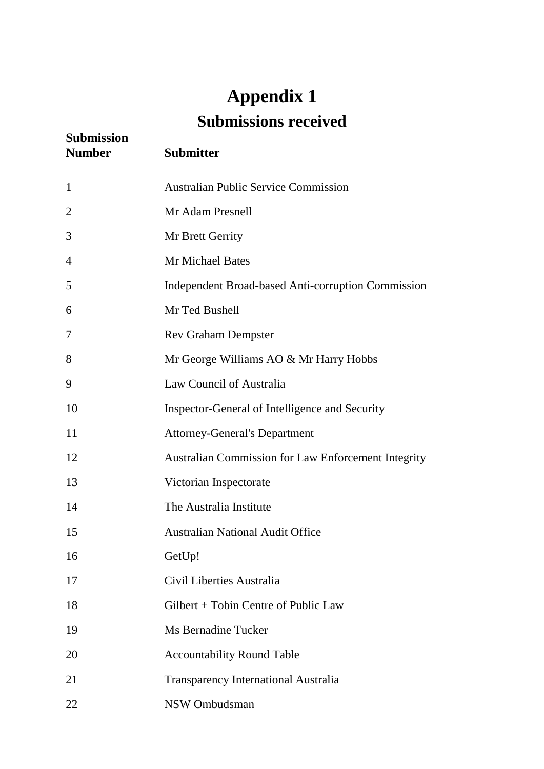# Appendix 1

## Submissions received

| Submission Number | Submitter |
|---|---|
| 1 | Australian Public Service Commission |
| 2 | Mr Adam Presnell |
| 3 | Mr Brett Gerrity |
| 4 | Mr Michael Bates |
| 5 | Independent Broad-based Anti-corruption Commission |
| 6 | Mr Ted Bushell |
| 7 | Rev Graham Dempster |
| 8 | Mr George Williams AO & Mr Harry Hobbs |
| 9 | Law Council of Australia |
| 10 | Inspector-General of Intelligence and Security |
| 11 | Attorney-General's Department |
| 12 | Australian Commission for Law Enforcement Integrity |
| 13 | Victorian Inspectorate |
| 14 | The Australia Institute |
| 15 | Australian National Audit Office |
| 16 | GetUp! |
| 17 | Civil Liberties Australia |
| 18 | Gilbert + Tobin Centre of Public Law |
| 19 | Ms Bernadine Tucker |
| 20 | Accountability Round Table |
| 21 | Transparency International Australia |
| 22 | NSW Ombudsman |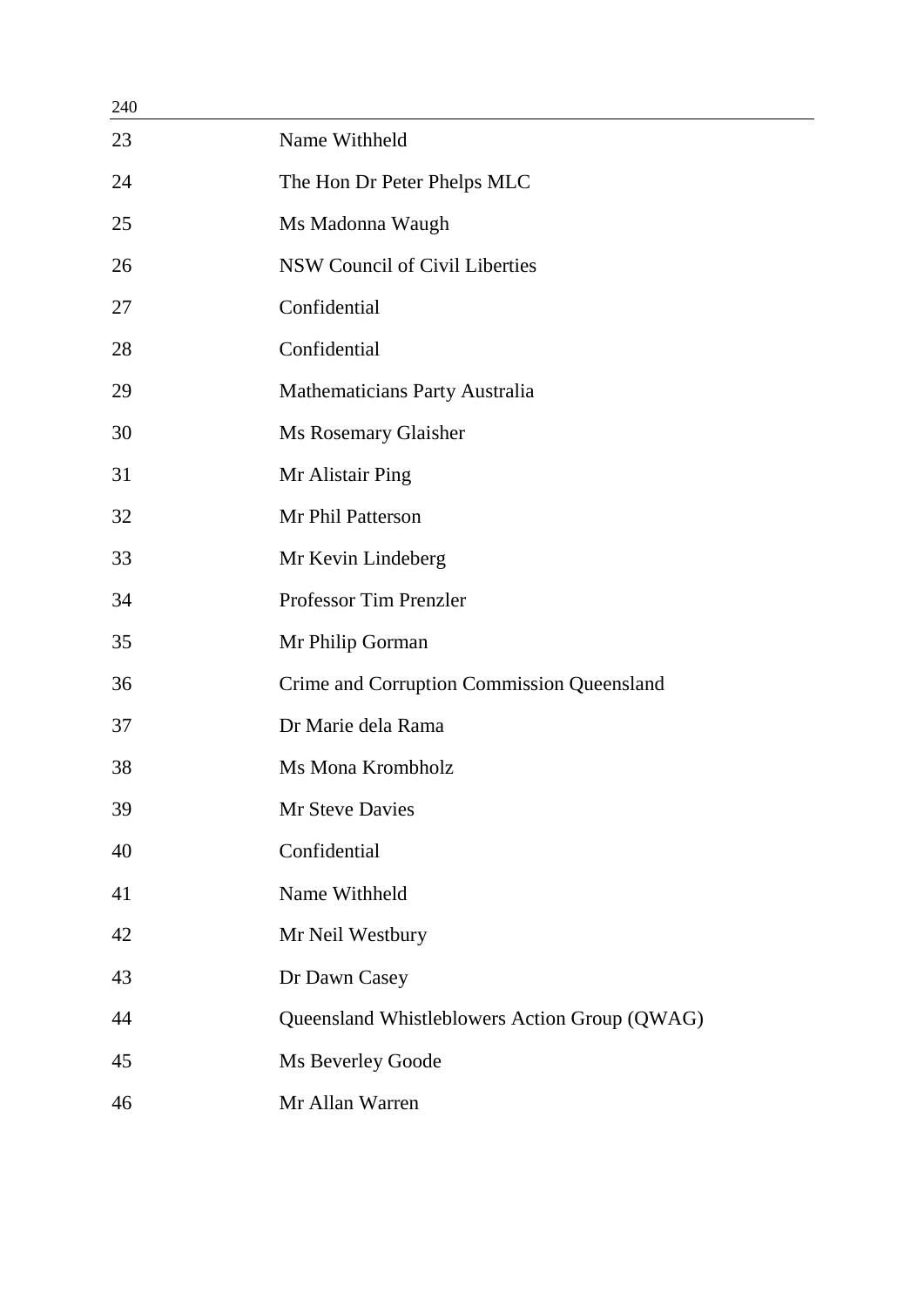| | |
|---|---|
| 23 | Name Withheld |
| 24 | The Hon Dr Peter Phelps MLC |
| 25 | Ms Madonna Waugh |
| 26 | NSW Council of Civil Liberties |
| 27 | Confidential |
| 28 | Confidential |
| 29 | Mathematicians Party Australia |
| 30 | Ms Rosemary Glaisher |
| 31 | Mr Alistair Ping |
| 32 | Mr Phil Patterson |
| 33 | Mr Kevin Lindeberg |
| 34 | Professor Tim Prenzler |
| 35 | Mr Philip Gorman |
| 36 | Crime and Corruption Commission Queensland |
| 37 | Dr Marie dela Rama |
| 38 | Ms Mona Krombholz |
| 39 | Mr Steve Davies |
| 40 | Confidential |
| 41 | Name Withheld |
| 42 | Mr Neil Westbury |
| 43 | Dr Dawn Casey |
| 44 | Queensland Whistleblowers Action Group (QWAG) |
| 45 | Ms Beverley Goode |
| 46 | Mr Allan Warren |